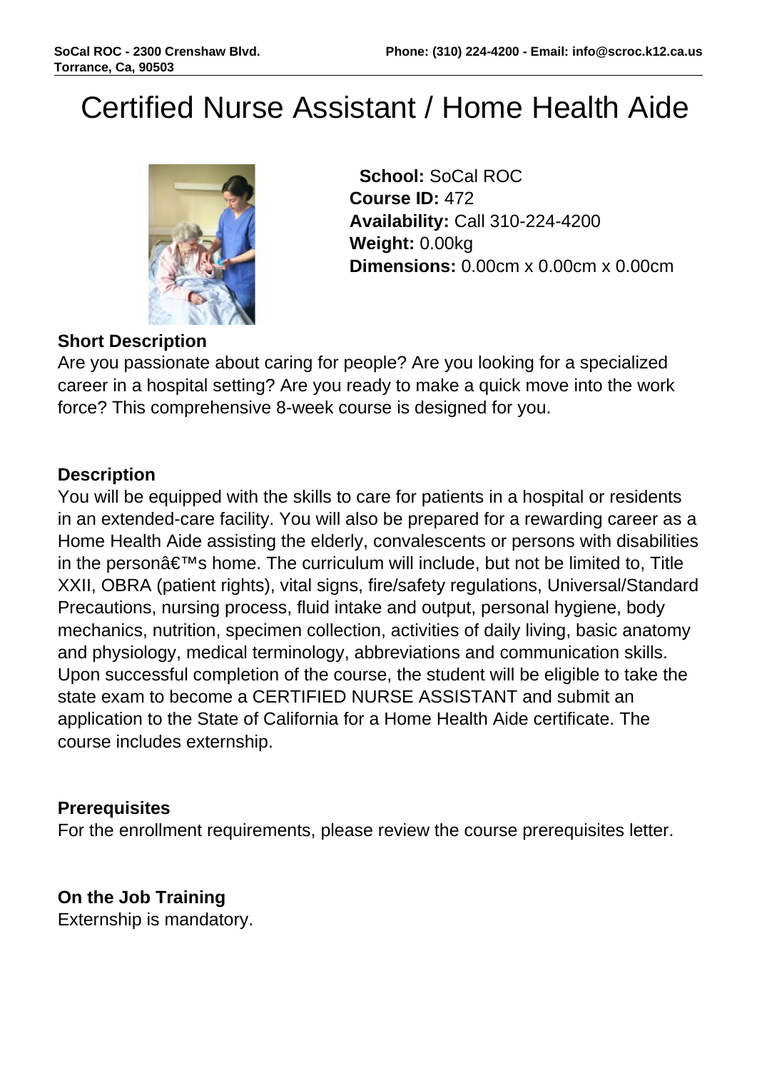# Certified Nurse Assistant / Home Health Aide

**School:** SoCal ROC
**Course ID:** 472
**Availability:** Call 310-224-4200
**Weight:** 0.00kg
**Dimensions:** 0.00cm x 0.00cm x 0.00cm

### Short Description

Are you passionate about caring for people? Are you looking for a specialized career in a hospital setting? Are you ready to make a quick move into the work force? This comprehensive 8-week course is designed for you.

### Description

You will be equipped with the skills to care for patients in a hospital or residents in an extended-care facility. You will also be prepared for a rewarding career as a Home Health Aide assisting the elderly, convalescents or persons with disabilities in the personâ€™s home. The curriculum will include, but not be limited to, Title XXII, OBRA (patient rights), vital signs, fire/safety regulations, Universal/Standard Precautions, nursing process, fluid intake and output, personal hygiene, body mechanics, nutrition, specimen collection, activities of daily living, basic anatomy and physiology, medical terminology, abbreviations and communication skills. Upon successful completion of the course, the student will be eligible to take the state exam to become a CERTIFIED NURSE ASSISTANT and submit an application to the State of California for a Home Health Aide certificate. The course includes externship.

### Prerequisites

For the enrollment requirements, please review the course prerequisites letter.

### On the Job Training

Externship is mandatory.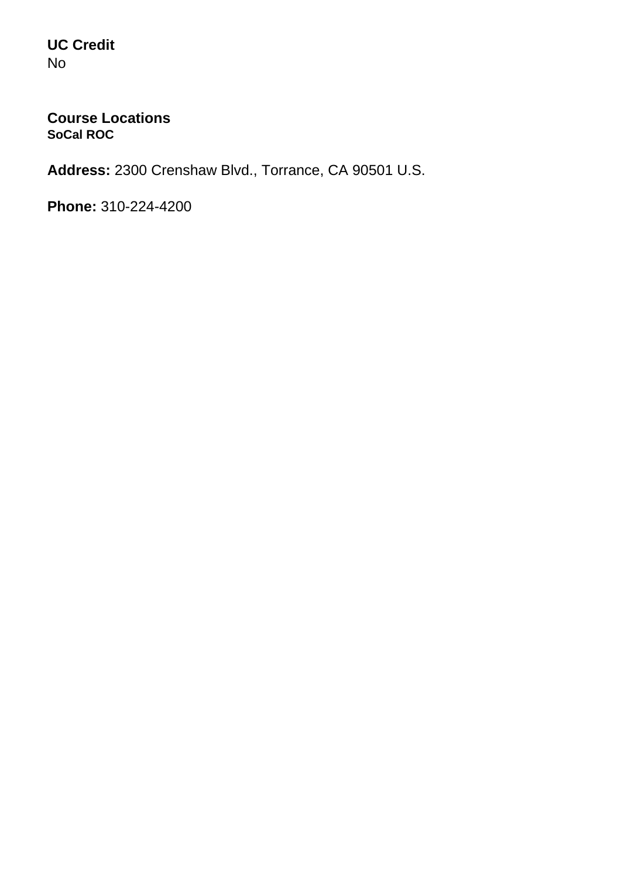**UC Credit**
No

**Course Locations**
**SoCal ROC**

**Address:** 2300 Crenshaw Blvd., Torrance, CA 90501 U.S.

**Phone:** 310-224-4200